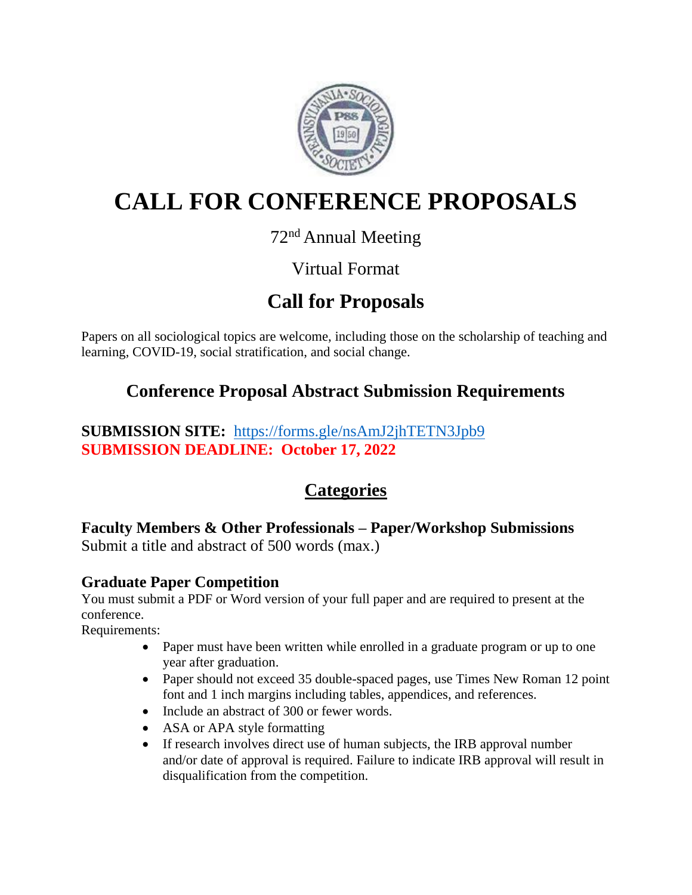# CALL FOR CONFERENCE PROPOSALS

72nd Annual Meeting

Virtual Format

## Call for Proposals

Papers on all sociological topics are welcome, including those on the scholarship of teaching and learning, COVID-19, social stratification, and social change.

## Conference Proposal Abstract Submission Requirements

**SUBMISSION SITE:** https://forms.gle/nsAmJ2jhTETN3Jpb9
**SUBMISSION DEADLINE: October 17, 2022**

## Categories

### Faculty Members & Other Professionals – Paper/Workshop Submissions

Submit a title and abstract of 500 words (max.)

### Graduate Paper Competition

You must submit a PDF or Word version of your full paper and are required to present at the conference.

Requirements:

- Paper must have been written while enrolled in a graduate program or up to one year after graduation.
- Paper should not exceed 35 double-spaced pages, use Times New Roman 12 point font and 1 inch margins including tables, appendices, and references.
- Include an abstract of 300 or fewer words.
- ASA or APA style formatting
- If research involves direct use of human subjects, the IRB approval number and/or date of approval is required. Failure to indicate IRB approval will result in disqualification from the competition.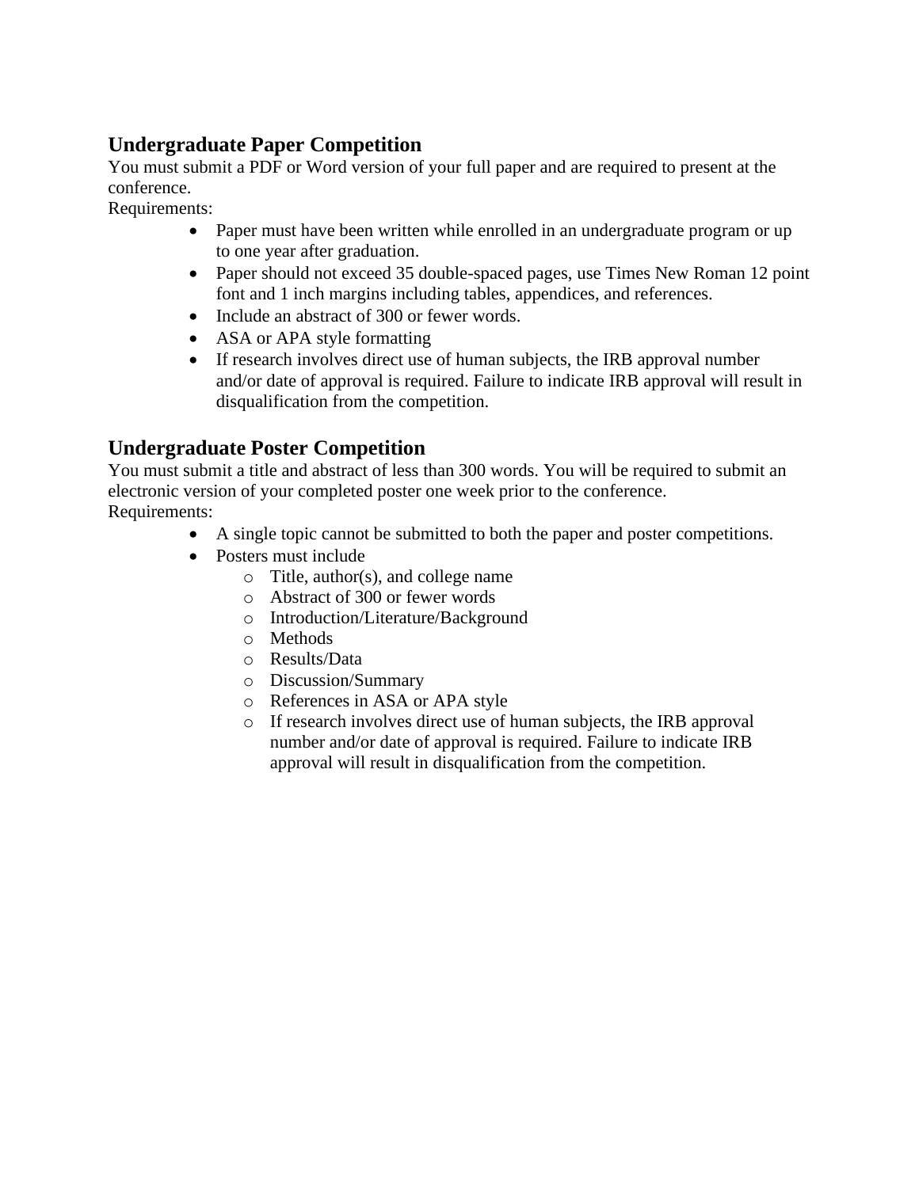## Undergraduate Paper Competition

You must submit a PDF or Word version of your full paper and are required to present at the conference.

Requirements:

- Paper must have been written while enrolled in an undergraduate program or up to one year after graduation.
- Paper should not exceed 35 double-spaced pages, use Times New Roman 12 point font and 1 inch margins including tables, appendices, and references.
- Include an abstract of 300 or fewer words.
- ASA or APA style formatting
- If research involves direct use of human subjects, the IRB approval number and/or date of approval is required. Failure to indicate IRB approval will result in disqualification from the competition.

## Undergraduate Poster Competition

You must submit a title and abstract of less than 300 words. You will be required to submit an electronic version of your completed poster one week prior to the conference.

Requirements:

- A single topic cannot be submitted to both the paper and poster competitions.
- Posters must include
  - Title, author(s), and college name
  - Abstract of 300 or fewer words
  - Introduction/Literature/Background
  - Methods
  - Results/Data
  - Discussion/Summary
  - References in ASA or APA style
  - If research involves direct use of human subjects, the IRB approval number and/or date of approval is required. Failure to indicate IRB approval will result in disqualification from the competition.